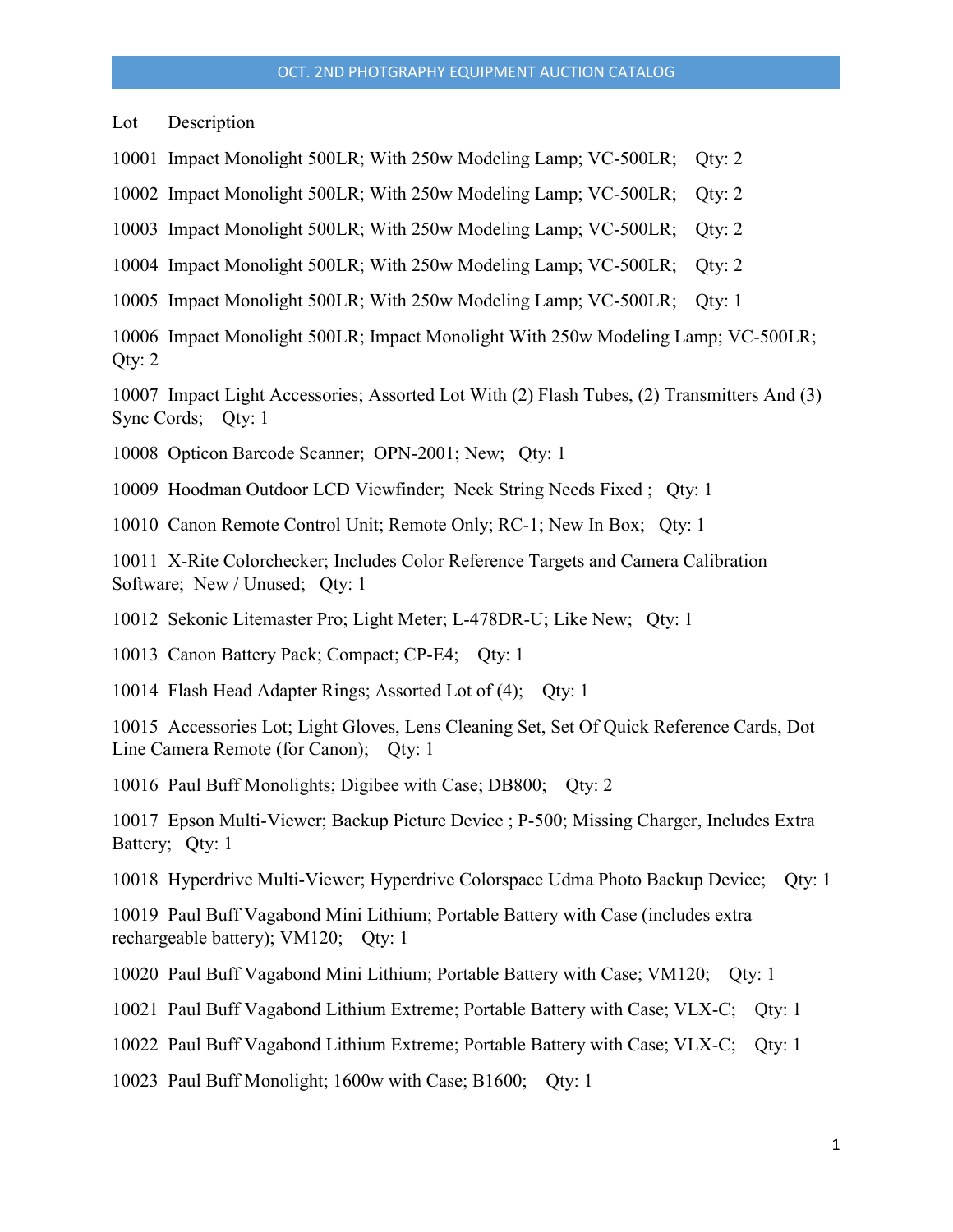# OCT. 2ND PHOTGRAPHY EQUIPMENT AUCTION CATALOG

Lot Description

10001 Impact Monolight 500LR; With 250w Modeling Lamp; VC-500LR; Qty: 2

10002 Impact Monolight 500LR; With 250w Modeling Lamp; VC-500LR; Qty: 2

10003 Impact Monolight 500LR; With 250w Modeling Lamp; VC-500LR; Qty: 2

10004 Impact Monolight 500LR; With 250w Modeling Lamp; VC-500LR; Qty: 2

10005 Impact Monolight 500LR; With 250w Modeling Lamp; VC-500LR; Qty: 1

10006 Impact Monolight 500LR; Impact Monolight With 250w Modeling Lamp; VC-500LR; Qty: 2

10007 Impact Light Accessories; Assorted Lot With (2) Flash Tubes, (2) Transmitters And (3) Sync Cords; Qty: 1

10008 Opticon Barcode Scanner; OPN-2001; New; Qty: 1

10009 Hoodman Outdoor LCD Viewfinder; Neck String Needs Fixed ; Qty: 1

10010 Canon Remote Control Unit; Remote Only; RC-1; New In Box; Qty: 1

10011 X-Rite Colorchecker; Includes Color Reference Targets and Camera Calibration Software; New / Unused; Qty: 1

10012 Sekonic Litemaster Pro; Light Meter; L-478DR-U; Like New; Qty: 1

10013 Canon Battery Pack; Compact; CP-E4; Qty: 1

10014 Flash Head Adapter Rings; Assorted Lot of (4); Qty: 1

10015 Accessories Lot; Light Gloves, Lens Cleaning Set, Set Of Quick Reference Cards, Dot Line Camera Remote (for Canon); Qty: 1

10016 Paul Buff Monolights; Digibee with Case; DB800; Qty: 2

10017 Epson Multi-Viewer; Backup Picture Device ; P-500; Missing Charger, Includes Extra Battery; Qty: 1

10018 Hyperdrive Multi-Viewer; Hyperdrive Colorspace Udma Photo Backup Device; Qty: 1

10019 Paul Buff Vagabond Mini Lithium; Portable Battery with Case (includes extra rechargeable battery); VM120; Qty: 1

10020 Paul Buff Vagabond Mini Lithium; Portable Battery with Case; VM120; Qty: 1

10021 Paul Buff Vagabond Lithium Extreme; Portable Battery with Case; VLX-C; Qty: 1

10022 Paul Buff Vagabond Lithium Extreme; Portable Battery with Case; VLX-C; Qty: 1

10023 Paul Buff Monolight; 1600w with Case; B1600; Qty: 1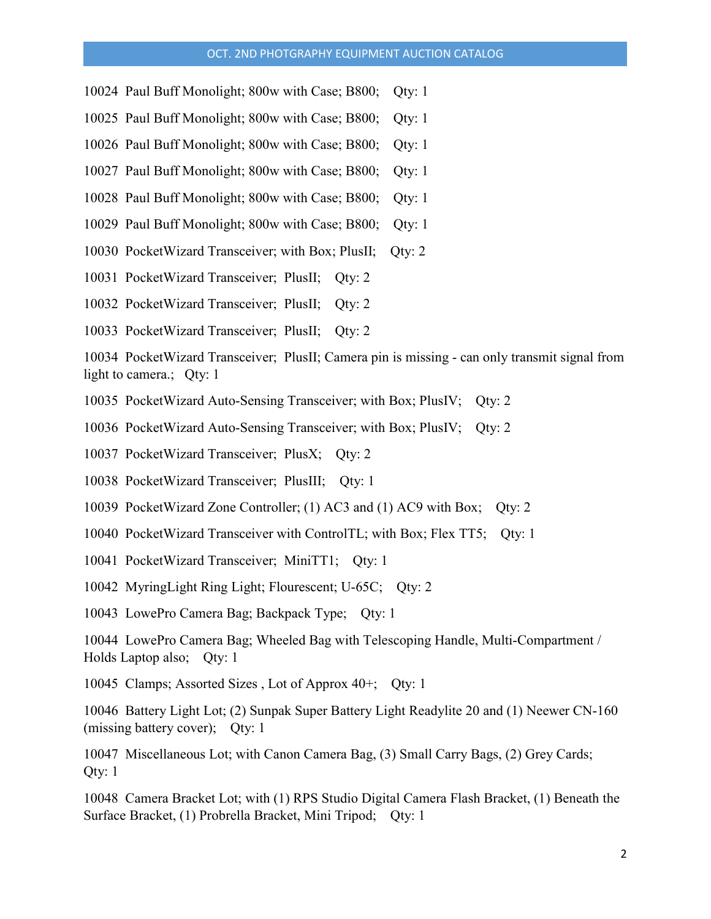10024 Paul Buff Monolight; 800w with Case; B800; Qty: 1

10025 Paul Buff Monolight; 800w with Case; B800; Qty: 1

10026 Paul Buff Monolight; 800w with Case; B800; Qty: 1

10027 Paul Buff Monolight; 800w with Case; B800; Qty: 1

10028 Paul Buff Monolight; 800w with Case; B800; Qty: 1

10029 Paul Buff Monolight; 800w with Case; B800; Qty: 1

10030 PocketWizard Transceiver; with Box; PlusII; Qty: 2

10031 PocketWizard Transceiver; PlusII; Qty: 2

10032 PocketWizard Transceiver; PlusII; Qty: 2

10033 PocketWizard Transceiver; PlusII; Qty: 2

10034 PocketWizard Transceiver; PlusII; Camera pin is missing - can only transmit signal from light to camera.; Qty: 1

10035 PocketWizard Auto-Sensing Transceiver; with Box; PlusIV; Qty: 2

10036 PocketWizard Auto-Sensing Transceiver; with Box; PlusIV; Qty: 2

10037 PocketWizard Transceiver; PlusX; Qty: 2

10038 PocketWizard Transceiver; PlusIII; Qty: 1

10039 PocketWizard Zone Controller; (1) AC3 and (1) AC9 with Box; Qty: 2

10040 PocketWizard Transceiver with ControlTL; with Box; Flex TT5; Qty: 1

10041 PocketWizard Transceiver; MiniTT1; Qty: 1

10042 MyringLight Ring Light; Flourescent; U-65C; Qty: 2

10043 LowePro Camera Bag; Backpack Type; Qty: 1

10044 LowePro Camera Bag; Wheeled Bag with Telescoping Handle, Multi-Compartment / Holds Laptop also; Qty: 1

10045 Clamps; Assorted Sizes , Lot of Approx 40+; Qty: 1

10046 Battery Light Lot; (2) Sunpak Super Battery Light Readylite 20 and (1) Neewer CN-160 (missing battery cover); Qty: 1

10047 Miscellaneous Lot; with Canon Camera Bag, (3) Small Carry Bags, (2) Grey Cards; Qty: 1

10048 Camera Bracket Lot; with (1) RPS Studio Digital Camera Flash Bracket, (1) Beneath the Surface Bracket, (1) Probrella Bracket, Mini Tripod; Qty: 1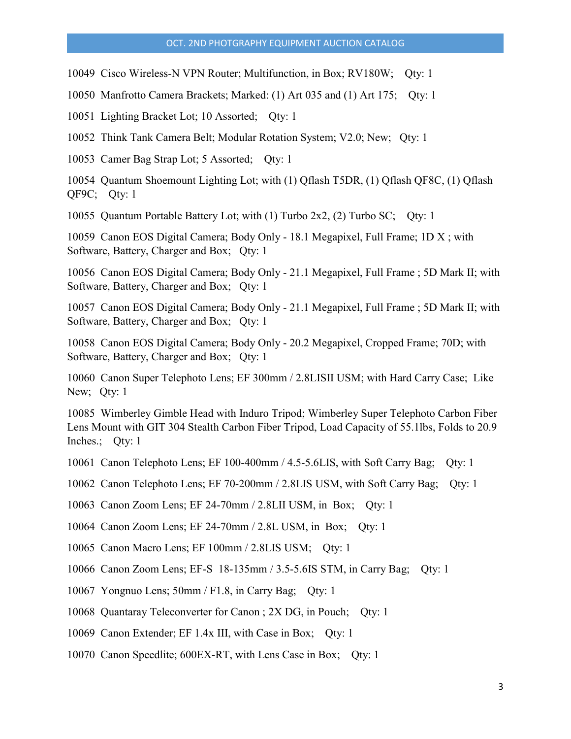10049 Cisco Wireless-N VPN Router; Multifunction, in Box; RV180W; Qty: 1

10050 Manfrotto Camera Brackets; Marked: (1) Art 035 and (1) Art 175; Qty: 1

10051 Lighting Bracket Lot; 10 Assorted; Qty: 1

10052 Think Tank Camera Belt; Modular Rotation System; V2.0; New; Qty: 1

10053 Camer Bag Strap Lot; 5 Assorted; Qty: 1

10054 Quantum Shoemount Lighting Lot; with (1) Qflash T5DR, (1) Qflash QF8C, (1) Qflash QF9C; Qty: 1

10055 Quantum Portable Battery Lot; with (1) Turbo 2x2, (2) Turbo SC; Qty: 1

10059 Canon EOS Digital Camera; Body Only - 18.1 Megapixel, Full Frame; 1D X ; with Software, Battery, Charger and Box; Qty: 1

10056 Canon EOS Digital Camera; Body Only - 21.1 Megapixel, Full Frame ; 5D Mark II; with Software, Battery, Charger and Box; Qty: 1

10057 Canon EOS Digital Camera; Body Only - 21.1 Megapixel, Full Frame ; 5D Mark II; with Software, Battery, Charger and Box; Qty: 1

10058 Canon EOS Digital Camera; Body Only - 20.2 Megapixel, Cropped Frame; 70D; with Software, Battery, Charger and Box; Qty: 1

10060 Canon Super Telephoto Lens; EF 300mm / 2.8LISII USM; with Hard Carry Case; Like New; Qty: 1

10085 Wimberley Gimble Head with Induro Tripod; Wimberley Super Telephoto Carbon Fiber Lens Mount with GIT 304 Stealth Carbon Fiber Tripod, Load Capacity of 55.1lbs, Folds to 20.9 Inches.; Qty: 1

10061 Canon Telephoto Lens; EF 100-400mm / 4.5-5.6LIS, with Soft Carry Bag; Qty: 1

10062 Canon Telephoto Lens; EF 70-200mm / 2.8LIS USM, with Soft Carry Bag; Qty: 1

10063 Canon Zoom Lens; EF 24-70mm / 2.8LII USM, in Box; Qty: 1

10064 Canon Zoom Lens; EF 24-70mm / 2.8L USM, in Box; Qty: 1

10065 Canon Macro Lens; EF 100mm / 2.8LIS USM; Qty: 1

10066 Canon Zoom Lens; EF-S 18-135mm / 3.5-5.6IS STM, in Carry Bag; Qty: 1

10067 Yongnuo Lens; 50mm / F1.8, in Carry Bag; Qty: 1

10068 Quantaray Teleconverter for Canon ; 2X DG, in Pouch; Qty: 1

10069 Canon Extender; EF 1.4x III, with Case in Box; Qty: 1

10070 Canon Speedlite; 600EX-RT, with Lens Case in Box; Qty: 1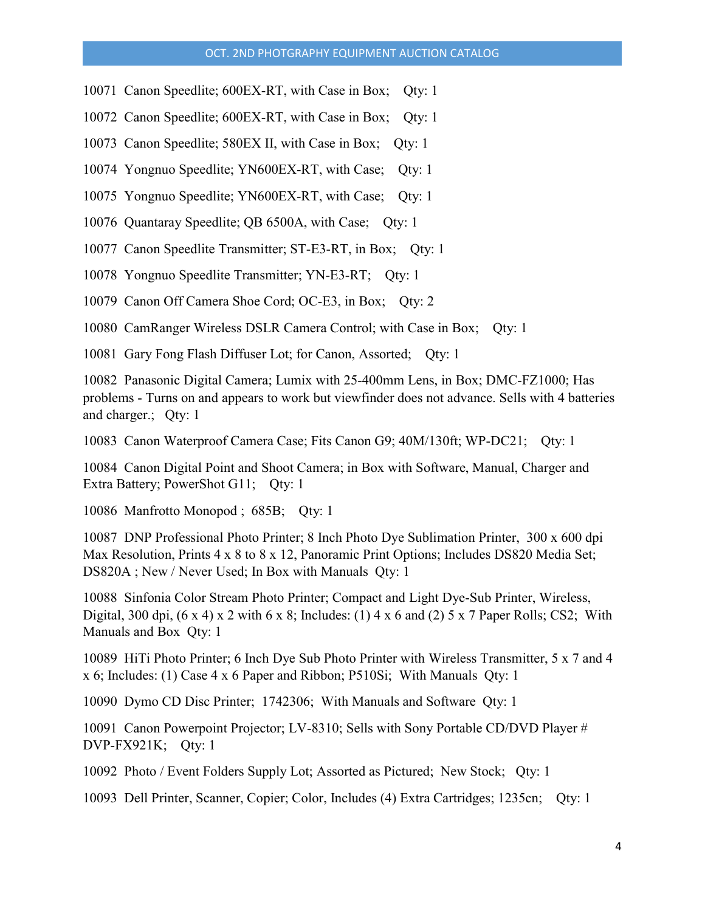10071  Canon Speedlite; 600EX-RT, with Case in Box;    Qty: 1

10072  Canon Speedlite; 600EX-RT, with Case in Box;    Qty: 1

10073  Canon Speedlite; 580EX II, with Case in Box;    Qty: 1

10074  Yongnuo Speedlite; YN600EX-RT, with Case;    Qty: 1

10075  Yongnuo Speedlite; YN600EX-RT, with Case;    Qty: 1

10076  Quantaray Speedlite; QB 6500A, with Case;    Qty: 1

10077  Canon Speedlite Transmitter; ST-E3-RT, in Box;    Qty: 1

10078  Yongnuo Speedlite Transmitter; YN-E3-RT;    Qty: 1

10079  Canon Off Camera Shoe Cord; OC-E3, in Box;    Qty: 2

10080  CamRanger Wireless DSLR Camera Control; with Case in Box;    Qty: 1

10081  Gary Fong Flash Diffuser Lot; for Canon, Assorted;    Qty: 1

10082  Panasonic Digital Camera; Lumix with 25-400mm Lens, in Box; DMC-FZ1000; Has problems - Turns on and appears to work but viewfinder does not advance. Sells with 4 batteries and charger.;    Qty: 1

10083  Canon Waterproof Camera Case; Fits Canon G9; 40M/130ft; WP-DC21;    Qty: 1

10084  Canon Digital Point and Shoot Camera; in Box with Software, Manual, Charger and Extra Battery; PowerShot G11;    Qty: 1

10086  Manfrotto Monopod ; 685B;    Qty: 1

10087  DNP Professional Photo Printer; 8 Inch Photo Dye Sublimation Printer,  300 x 600 dpi Max Resolution, Prints 4 x 8 to 8 x 12, Panoramic Print Options; Includes DS820 Media Set; DS820A ; New / Never Used; In Box with Manuals  Qty: 1

10088  Sinfonia Color Stream Photo Printer; Compact and Light Dye-Sub Printer, Wireless, Digital, 300 dpi, (6 x 4) x 2 with 6 x 8; Includes: (1) 4 x 6 and (2) 5 x 7 Paper Rolls; CS2;  With Manuals and Box  Qty: 1

10089  HiTi Photo Printer; 6 Inch Dye Sub Photo Printer with Wireless Transmitter, 5 x 7 and 4 x 6; Includes: (1) Case 4 x 6 Paper and Ribbon; P510Si;  With Manuals  Qty: 1

10090  Dymo CD Disc Printer;  1742306;  With Manuals and Software  Qty: 1

10091  Canon Powerpoint Projector; LV-8310; Sells with Sony Portable CD/DVD Player # DVP-FX921K;    Qty: 1

10092  Photo / Event Folders Supply Lot; Assorted as Pictured;  New Stock;   Qty: 1

10093  Dell Printer, Scanner, Copier; Color, Includes (4) Extra Cartridges; 1235cn;    Qty: 1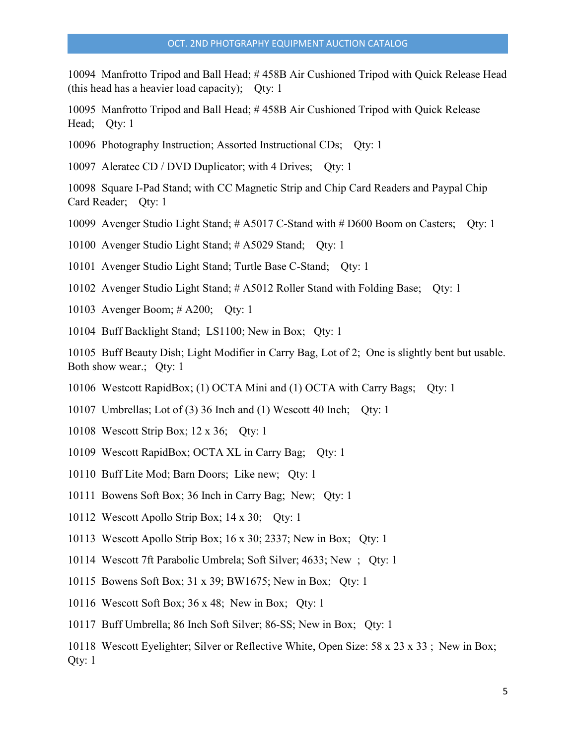10094 Manfrotto Tripod and Ball Head; # 458B Air Cushioned Tripod with Quick Release Head (this head has a heavier load capacity); Qty: 1

10095 Manfrotto Tripod and Ball Head; # 458B Air Cushioned Tripod with Quick Release Head; Qty: 1

10096 Photography Instruction; Assorted Instructional CDs; Qty: 1

10097 Aleratec CD / DVD Duplicator; with 4 Drives; Qty: 1

10098 Square I-Pad Stand; with CC Magnetic Strip and Chip Card Readers and Paypal Chip Card Reader; Qty: 1

10099 Avenger Studio Light Stand; # A5017 C-Stand with # D600 Boom on Casters; Qty: 1

10100 Avenger Studio Light Stand; # A5029 Stand; Qty: 1

10101 Avenger Studio Light Stand; Turtle Base C-Stand; Qty: 1

10102 Avenger Studio Light Stand; # A5012 Roller Stand with Folding Base; Qty: 1

10103 Avenger Boom; # A200; Qty: 1

10104 Buff Backlight Stand; LS1100; New in Box; Qty: 1

10105 Buff Beauty Dish; Light Modifier in Carry Bag, Lot of 2; One is slightly bent but usable. Both show wear.; Qty: 1

10106 Westcott RapidBox; (1) OCTA Mini and (1) OCTA with Carry Bags; Qty: 1

10107 Umbrellas; Lot of (3) 36 Inch and (1) Wescott 40 Inch; Qty: 1

10108 Wescott Strip Box; 12 x 36; Qty: 1

10109 Wescott RapidBox; OCTA XL in Carry Bag; Qty: 1

10110 Buff Lite Mod; Barn Doors; Like new; Qty: 1

10111 Bowens Soft Box; 36 Inch in Carry Bag; New; Qty: 1

10112 Wescott Apollo Strip Box; 14 x 30; Qty: 1

10113 Wescott Apollo Strip Box; 16 x 30; 2337; New in Box; Qty: 1

10114 Wescott 7ft Parabolic Umbrela; Soft Silver; 4633; New ; Qty: 1

10115 Bowens Soft Box; 31 x 39; BW1675; New in Box; Qty: 1

10116 Wescott Soft Box; 36 x 48; New in Box; Qty: 1

10117 Buff Umbrella; 86 Inch Soft Silver; 86-SS; New in Box; Qty: 1

10118 Wescott Eyelighter; Silver or Reflective White, Open Size: 58 x 23 x 33 ; New in Box; Qty: 1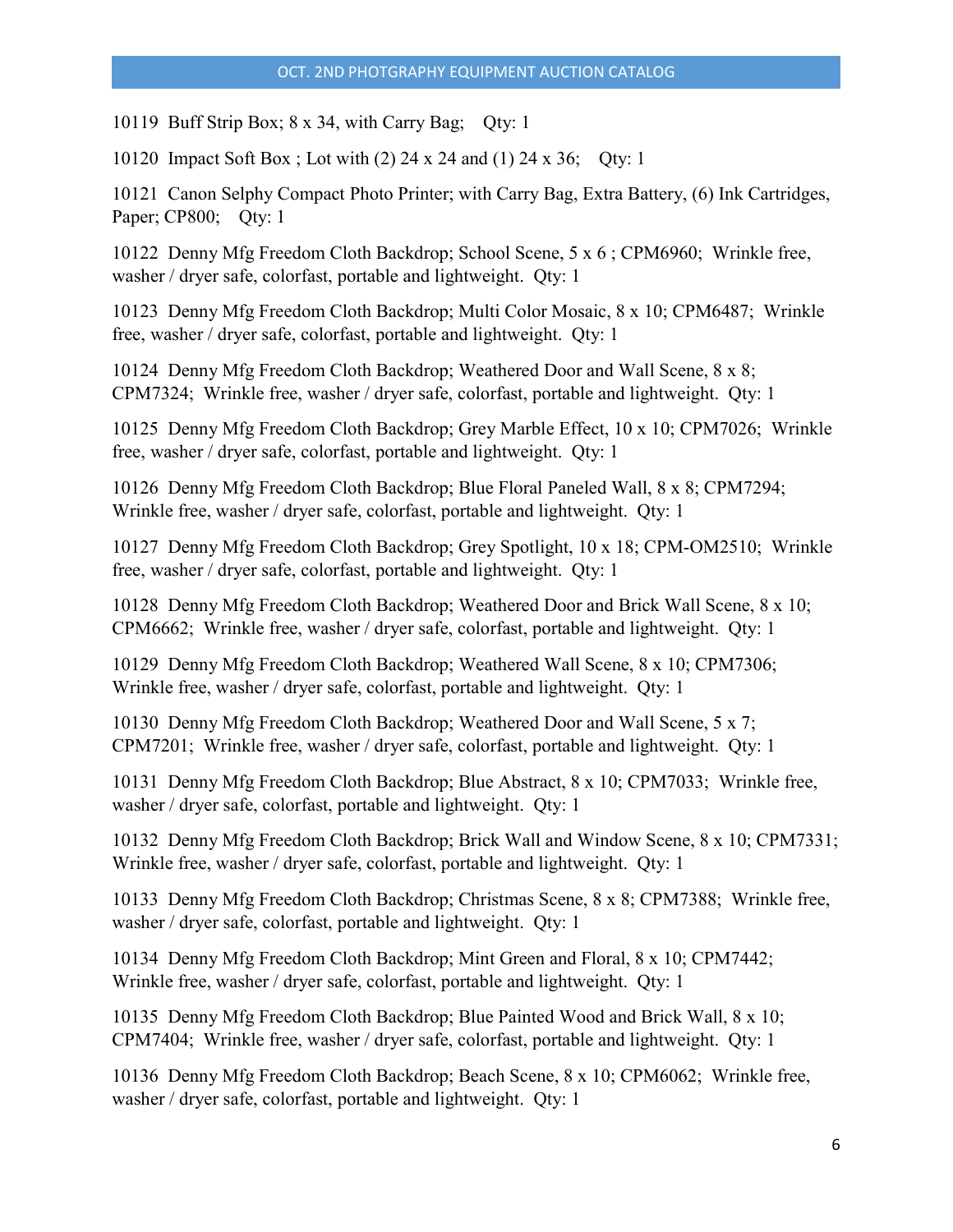10119 Buff Strip Box; 8 x 34, with Carry Bag; Qty: 1

10120 Impact Soft Box ; Lot with (2) 24 x 24 and (1) 24 x 36; Qty: 1

10121 Canon Selphy Compact Photo Printer; with Carry Bag, Extra Battery, (6) Ink Cartridges, Paper; CP800; Qty: 1

10122 Denny Mfg Freedom Cloth Backdrop; School Scene, 5 x 6 ; CPM6960; Wrinkle free, washer / dryer safe, colorfast, portable and lightweight. Qty: 1

10123 Denny Mfg Freedom Cloth Backdrop; Multi Color Mosaic, 8 x 10; CPM6487; Wrinkle free, washer / dryer safe, colorfast, portable and lightweight. Qty: 1

10124 Denny Mfg Freedom Cloth Backdrop; Weathered Door and Wall Scene, 8 x 8; CPM7324; Wrinkle free, washer / dryer safe, colorfast, portable and lightweight. Qty: 1

10125 Denny Mfg Freedom Cloth Backdrop; Grey Marble Effect, 10 x 10; CPM7026; Wrinkle free, washer / dryer safe, colorfast, portable and lightweight. Qty: 1

10126 Denny Mfg Freedom Cloth Backdrop; Blue Floral Paneled Wall, 8 x 8; CPM7294; Wrinkle free, washer / dryer safe, colorfast, portable and lightweight. Qty: 1

10127 Denny Mfg Freedom Cloth Backdrop; Grey Spotlight, 10 x 18; CPM-OM2510; Wrinkle free, washer / dryer safe, colorfast, portable and lightweight. Qty: 1

10128 Denny Mfg Freedom Cloth Backdrop; Weathered Door and Brick Wall Scene, 8 x 10; CPM6662; Wrinkle free, washer / dryer safe, colorfast, portable and lightweight. Qty: 1

10129 Denny Mfg Freedom Cloth Backdrop; Weathered Wall Scene, 8 x 10; CPM7306; Wrinkle free, washer / dryer safe, colorfast, portable and lightweight. Qty: 1

10130 Denny Mfg Freedom Cloth Backdrop; Weathered Door and Wall Scene, 5 x 7; CPM7201; Wrinkle free, washer / dryer safe, colorfast, portable and lightweight. Qty: 1

10131 Denny Mfg Freedom Cloth Backdrop; Blue Abstract, 8 x 10; CPM7033; Wrinkle free, washer / dryer safe, colorfast, portable and lightweight. Qty: 1

10132 Denny Mfg Freedom Cloth Backdrop; Brick Wall and Window Scene, 8 x 10; CPM7331; Wrinkle free, washer / dryer safe, colorfast, portable and lightweight. Qty: 1

10133 Denny Mfg Freedom Cloth Backdrop; Christmas Scene, 8 x 8; CPM7388; Wrinkle free, washer / dryer safe, colorfast, portable and lightweight. Qty: 1

10134 Denny Mfg Freedom Cloth Backdrop; Mint Green and Floral, 8 x 10; CPM7442; Wrinkle free, washer / dryer safe, colorfast, portable and lightweight. Qty: 1

10135 Denny Mfg Freedom Cloth Backdrop; Blue Painted Wood and Brick Wall, 8 x 10; CPM7404; Wrinkle free, washer / dryer safe, colorfast, portable and lightweight. Qty: 1

10136 Denny Mfg Freedom Cloth Backdrop; Beach Scene, 8 x 10; CPM6062; Wrinkle free, washer / dryer safe, colorfast, portable and lightweight. Qty: 1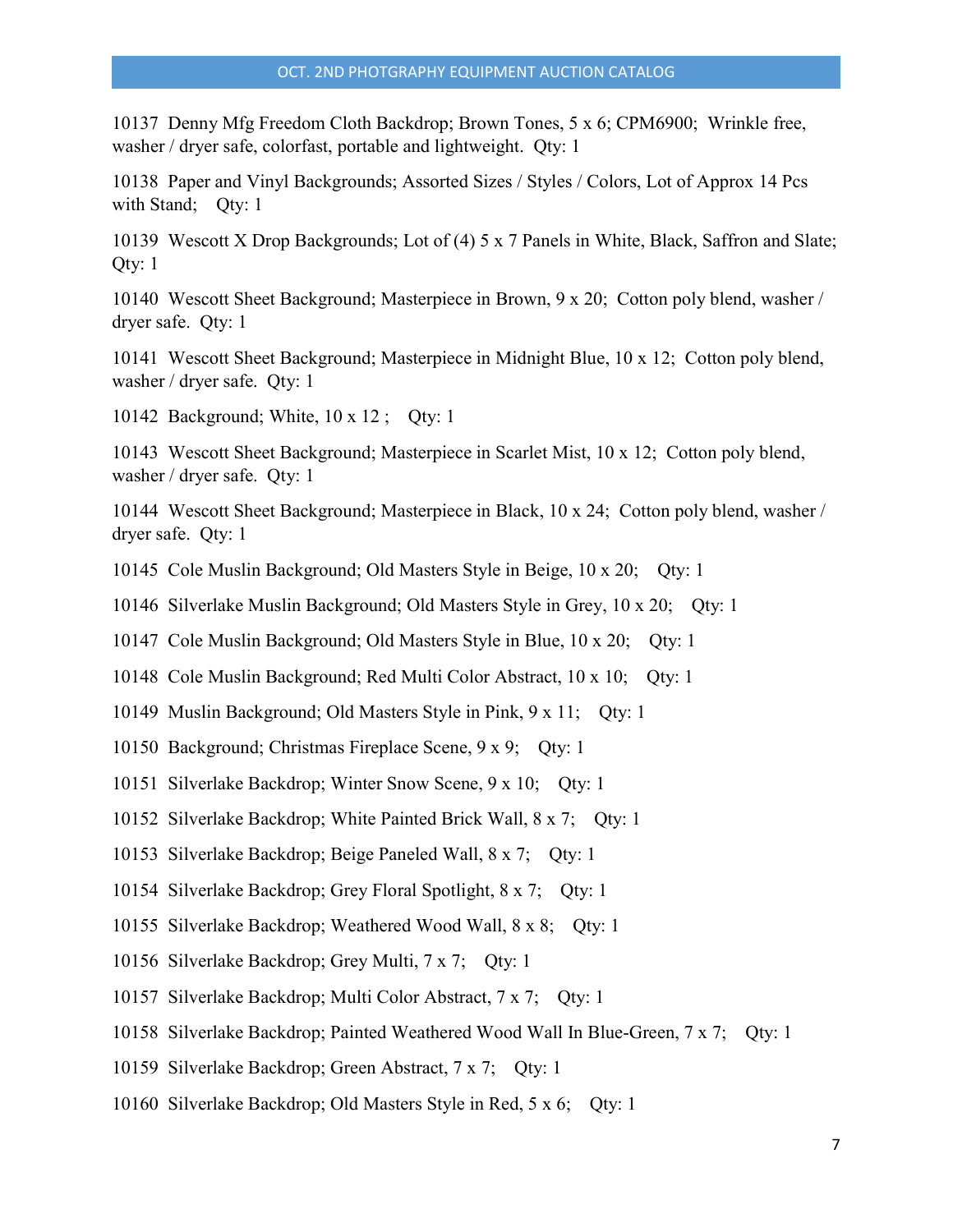10137 Denny Mfg Freedom Cloth Backdrop; Brown Tones, 5 x 6; CPM6900; Wrinkle free, washer / dryer safe, colorfast, portable and lightweight. Qty: 1

10138 Paper and Vinyl Backgrounds; Assorted Sizes / Styles / Colors, Lot of Approx 14 Pcs with Stand; Qty: 1

10139 Wescott X Drop Backgrounds; Lot of (4) 5 x 7 Panels in White, Black, Saffron and Slate; Qty: 1

10140 Wescott Sheet Background; Masterpiece in Brown, 9 x 20; Cotton poly blend, washer / dryer safe. Qty: 1

10141 Wescott Sheet Background; Masterpiece in Midnight Blue, 10 x 12; Cotton poly blend, washer / dryer safe. Qty: 1

10142 Background; White, 10 x 12 ; Qty: 1

10143 Wescott Sheet Background; Masterpiece in Scarlet Mist, 10 x 12; Cotton poly blend, washer / dryer safe. Qty: 1

10144 Wescott Sheet Background; Masterpiece in Black, 10 x 24; Cotton poly blend, washer / dryer safe. Qty: 1

10145 Cole Muslin Background; Old Masters Style in Beige, 10 x 20; Qty: 1

10146 Silverlake Muslin Background; Old Masters Style in Grey, 10 x 20; Qty: 1

10147 Cole Muslin Background; Old Masters Style in Blue, 10 x 20; Qty: 1

10148 Cole Muslin Background; Red Multi Color Abstract, 10 x 10; Qty: 1

10149 Muslin Background; Old Masters Style in Pink, 9 x 11; Qty: 1

10150 Background; Christmas Fireplace Scene, 9 x 9; Qty: 1

10151 Silverlake Backdrop; Winter Snow Scene, 9 x 10; Qty: 1

10152 Silverlake Backdrop; White Painted Brick Wall, 8 x 7; Qty: 1

10153 Silverlake Backdrop; Beige Paneled Wall, 8 x 7; Qty: 1

10154 Silverlake Backdrop; Grey Floral Spotlight, 8 x 7; Qty: 1

10155 Silverlake Backdrop; Weathered Wood Wall, 8 x 8; Qty: 1

10156 Silverlake Backdrop; Grey Multi, 7 x 7; Qty: 1

10157 Silverlake Backdrop; Multi Color Abstract, 7 x 7; Qty: 1

10158 Silverlake Backdrop; Painted Weathered Wood Wall In Blue-Green, 7 x 7; Qty: 1

10159 Silverlake Backdrop; Green Abstract, 7 x 7; Qty: 1

10160 Silverlake Backdrop; Old Masters Style in Red, 5 x 6; Qty: 1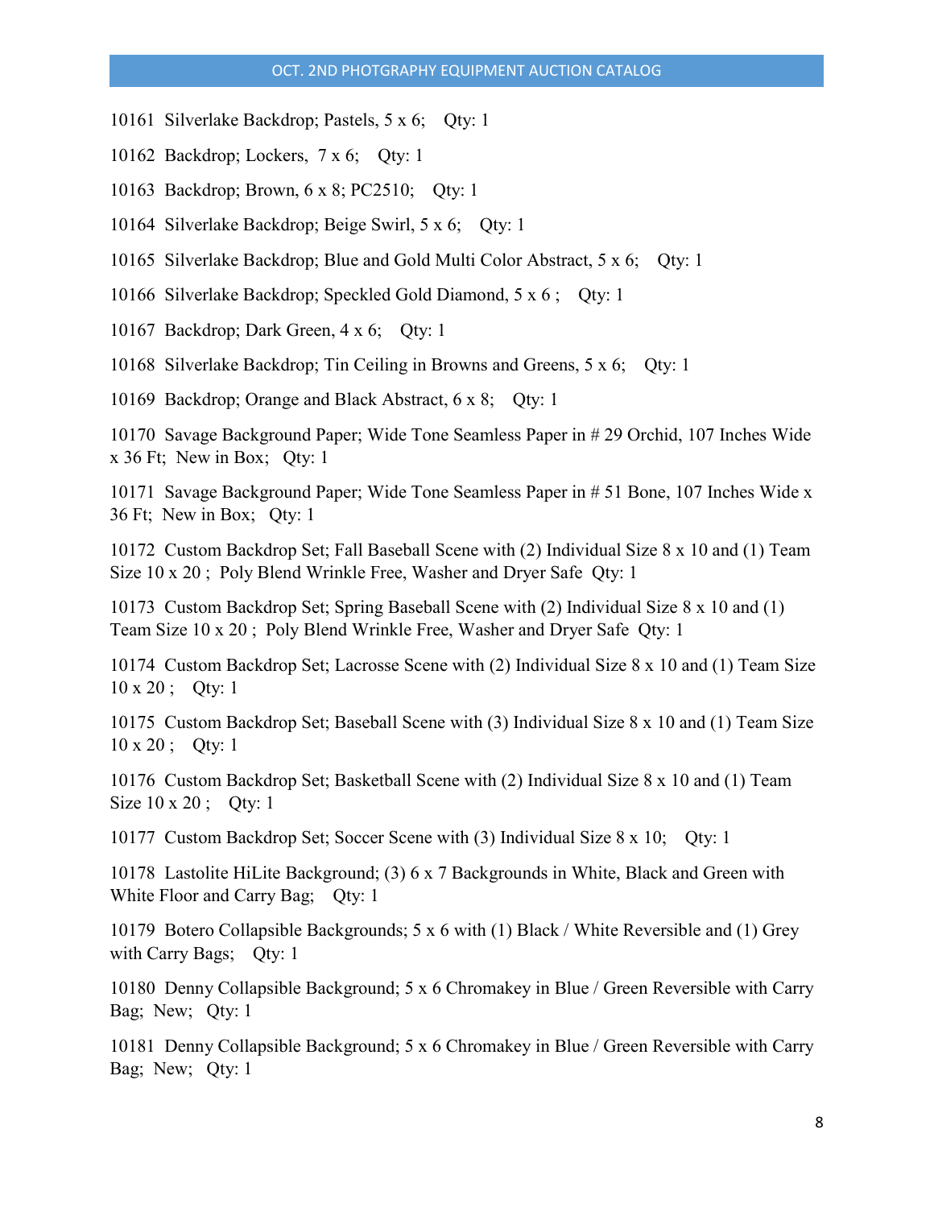10161 Silverlake Backdrop; Pastels, 5 x 6; Qty: 1

10162 Backdrop; Lockers, 7 x 6; Qty: 1

10163 Backdrop; Brown, 6 x 8; PC2510; Qty: 1

10164 Silverlake Backdrop; Beige Swirl, 5 x 6; Qty: 1

10165 Silverlake Backdrop; Blue and Gold Multi Color Abstract, 5 x 6; Qty: 1

10166 Silverlake Backdrop; Speckled Gold Diamond, 5 x 6 ; Qty: 1

10167 Backdrop; Dark Green, 4 x 6; Qty: 1

10168 Silverlake Backdrop; Tin Ceiling in Browns and Greens, 5 x 6; Qty: 1

10169 Backdrop; Orange and Black Abstract, 6 x 8; Qty: 1

10170 Savage Background Paper; Wide Tone Seamless Paper in # 29 Orchid, 107 Inches Wide x 36 Ft; New in Box; Qty: 1

10171 Savage Background Paper; Wide Tone Seamless Paper in # 51 Bone, 107 Inches Wide x 36 Ft; New in Box; Qty: 1

10172 Custom Backdrop Set; Fall Baseball Scene with (2) Individual Size 8 x 10 and (1) Team Size 10 x 20 ; Poly Blend Wrinkle Free, Washer and Dryer Safe Qty: 1

10173 Custom Backdrop Set; Spring Baseball Scene with (2) Individual Size 8 x 10 and (1) Team Size 10 x 20 ; Poly Blend Wrinkle Free, Washer and Dryer Safe Qty: 1

10174 Custom Backdrop Set; Lacrosse Scene with (2) Individual Size 8 x 10 and (1) Team Size 10 x 20 ; Qty: 1

10175 Custom Backdrop Set; Baseball Scene with (3) Individual Size 8 x 10 and (1) Team Size 10 x 20 ; Qty: 1

10176 Custom Backdrop Set; Basketball Scene with (2) Individual Size 8 x 10 and (1) Team Size 10 x 20 ; Qty: 1

10177 Custom Backdrop Set; Soccer Scene with (3) Individual Size 8 x 10; Qty: 1

10178 Lastolite HiLite Background; (3) 6 x 7 Backgrounds in White, Black and Green with White Floor and Carry Bag; Qty: 1

10179 Botero Collapsible Backgrounds; 5 x 6 with (1) Black / White Reversible and (1) Grey with Carry Bags; Qty: 1

10180 Denny Collapsible Background; 5 x 6 Chromakey in Blue / Green Reversible with Carry Bag; New; Qty: 1

10181 Denny Collapsible Background; 5 x 6 Chromakey in Blue / Green Reversible with Carry Bag; New; Qty: 1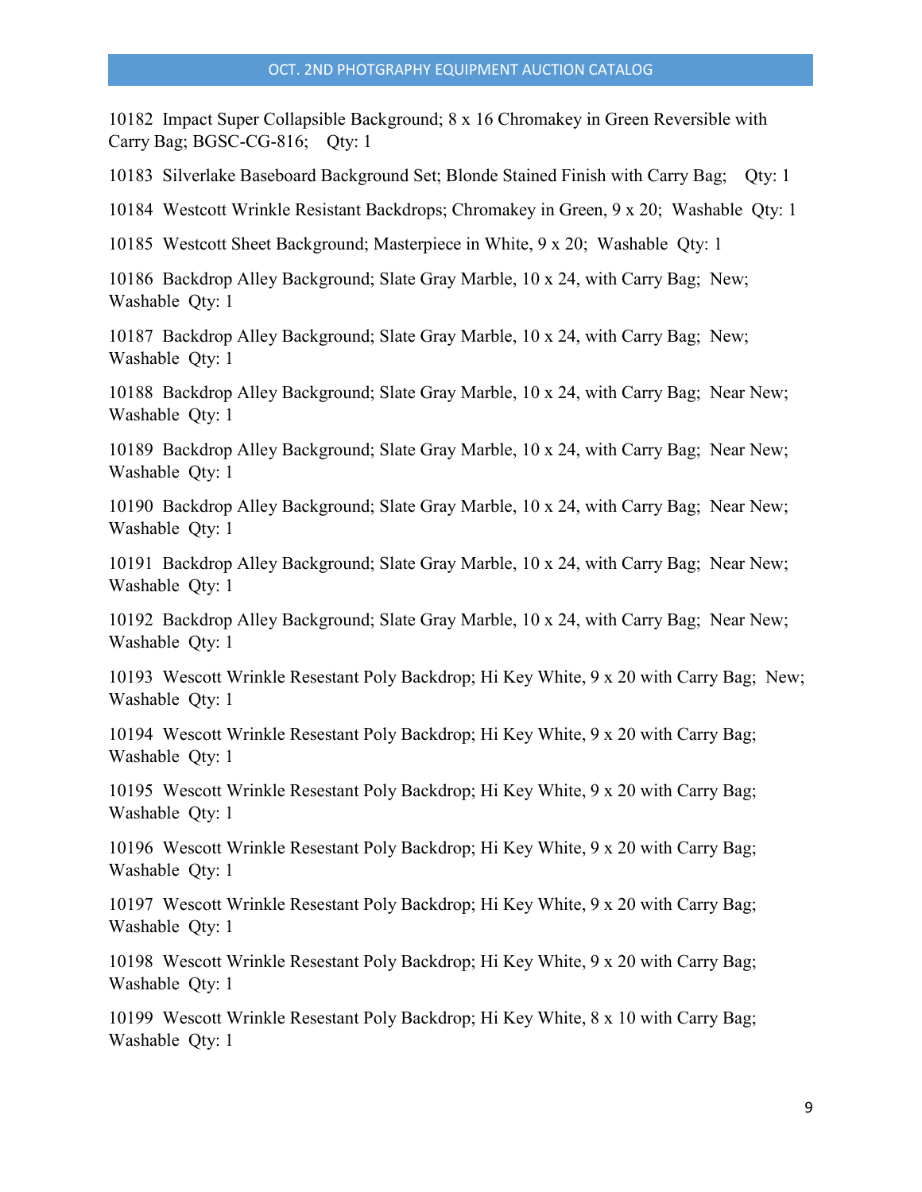10182  Impact Super Collapsible Background; 8 x 16 Chromakey in Green Reversible with Carry Bag; BGSC-CG-816;    Qty: 1

10183  Silverlake Baseboard Background Set; Blonde Stained Finish with Carry Bag;    Qty: 1

10184  Westcott Wrinkle Resistant Backdrops; Chromakey in Green, 9 x 20;  Washable  Qty: 1

10185  Westcott Sheet Background; Masterpiece in White, 9 x 20;  Washable  Qty: 1

10186  Backdrop Alley Background; Slate Gray Marble, 10 x 24, with Carry Bag;  New; Washable  Qty: 1

10187  Backdrop Alley Background; Slate Gray Marble, 10 x 24, with Carry Bag;  New; Washable  Qty: 1

10188  Backdrop Alley Background; Slate Gray Marble, 10 x 24, with Carry Bag;  Near New; Washable  Qty: 1

10189  Backdrop Alley Background; Slate Gray Marble, 10 x 24, with Carry Bag;  Near New; Washable  Qty: 1

10190  Backdrop Alley Background; Slate Gray Marble, 10 x 24, with Carry Bag;  Near New; Washable  Qty: 1

10191  Backdrop Alley Background; Slate Gray Marble, 10 x 24, with Carry Bag;  Near New; Washable  Qty: 1

10192  Backdrop Alley Background; Slate Gray Marble, 10 x 24, with Carry Bag;  Near New; Washable  Qty: 1

10193  Wescott Wrinkle Resestant Poly Backdrop; Hi Key White, 9 x 20 with Carry Bag;  New; Washable  Qty: 1

10194  Wescott Wrinkle Resestant Poly Backdrop; Hi Key White, 9 x 20 with Carry Bag; Washable  Qty: 1

10195  Wescott Wrinkle Resestant Poly Backdrop; Hi Key White, 9 x 20 with Carry Bag; Washable  Qty: 1

10196  Wescott Wrinkle Resestant Poly Backdrop; Hi Key White, 9 x 20 with Carry Bag; Washable  Qty: 1

10197  Wescott Wrinkle Resestant Poly Backdrop; Hi Key White, 9 x 20 with Carry Bag; Washable  Qty: 1

10198  Wescott Wrinkle Resestant Poly Backdrop; Hi Key White, 9 x 20 with Carry Bag; Washable  Qty: 1

10199  Wescott Wrinkle Resestant Poly Backdrop; Hi Key White, 8 x 10 with Carry Bag; Washable  Qty: 1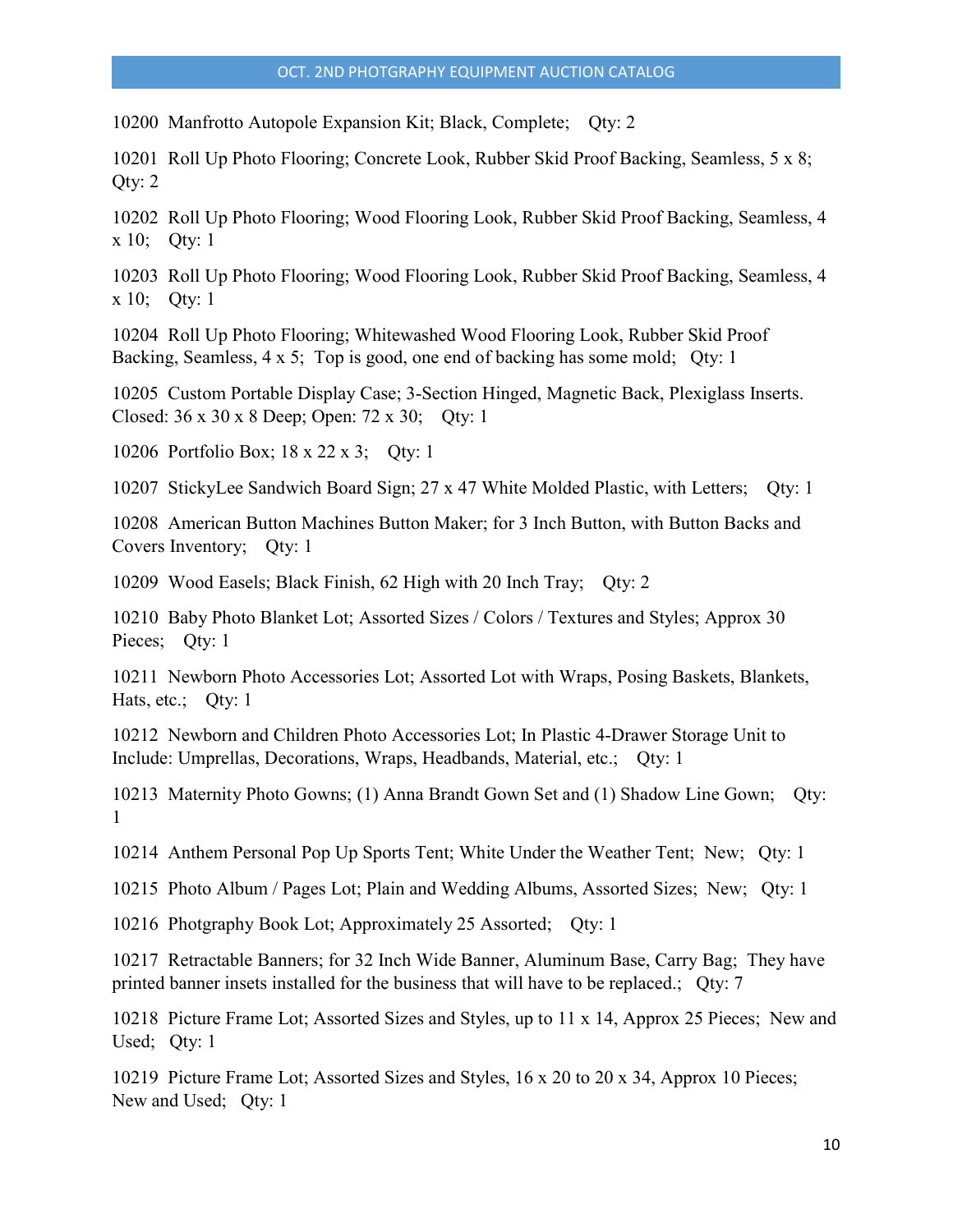10200  Manfrotto Autopole Expansion Kit; Black, Complete;    Qty: 2

10201  Roll Up Photo Flooring; Concrete Look, Rubber Skid Proof Backing, Seamless, 5 x 8;    Qty: 2

10202  Roll Up Photo Flooring; Wood Flooring Look, Rubber Skid Proof Backing, Seamless, 4 x 10;    Qty: 1

10203  Roll Up Photo Flooring; Wood Flooring Look, Rubber Skid Proof Backing, Seamless, 4 x 10;    Qty: 1

10204  Roll Up Photo Flooring; Whitewashed Wood Flooring Look, Rubber Skid Proof Backing, Seamless, 4 x 5;  Top is good, one end of backing has some mold;   Qty: 1

10205  Custom Portable Display Case; 3-Section Hinged, Magnetic Back, Plexiglass Inserts. Closed: 36 x 30 x 8 Deep; Open: 72 x 30;    Qty: 1

10206  Portfolio Box; 18 x 22 x 3;    Qty: 1

10207  StickyLee Sandwich Board Sign; 27 x 47 White Molded Plastic, with Letters;    Qty: 1

10208  American Button Machines Button Maker; for 3 Inch Button, with Button Backs and Covers Inventory;    Qty: 1

10209  Wood Easels; Black Finish, 62 High with 20 Inch Tray;    Qty: 2

10210  Baby Photo Blanket Lot; Assorted Sizes / Colors / Textures and Styles; Approx 30 Pieces;    Qty: 1

10211  Newborn Photo Accessories Lot; Assorted Lot with Wraps, Posing Baskets, Blankets, Hats, etc.;    Qty: 1

10212  Newborn and Children Photo Accessories Lot; In Plastic 4-Drawer Storage Unit to Include: Umprellas, Decorations, Wraps, Headbands, Material, etc.;    Qty: 1

10213  Maternity Photo Gowns; (1) Anna Brandt Gown Set and (1) Shadow Line Gown;    Qty: 1

10214  Anthem Personal Pop Up Sports Tent; White Under the Weather Tent;  New;   Qty: 1

10215  Photo Album / Pages Lot; Plain and Wedding Albums, Assorted Sizes;  New;   Qty: 1

10216  Photgraphy Book Lot; Approximately 25 Assorted;    Qty: 1

10217  Retractable Banners; for 32 Inch Wide Banner, Aluminum Base, Carry Bag;  They have printed banner insets installed for the business that will have to be replaced.;   Qty: 7

10218  Picture Frame Lot; Assorted Sizes and Styles, up to 11 x 14, Approx 25 Pieces;  New and Used;   Qty: 1

10219  Picture Frame Lot; Assorted Sizes and Styles, 16 x 20 to 20 x 34, Approx 10 Pieces;  New and Used;   Qty: 1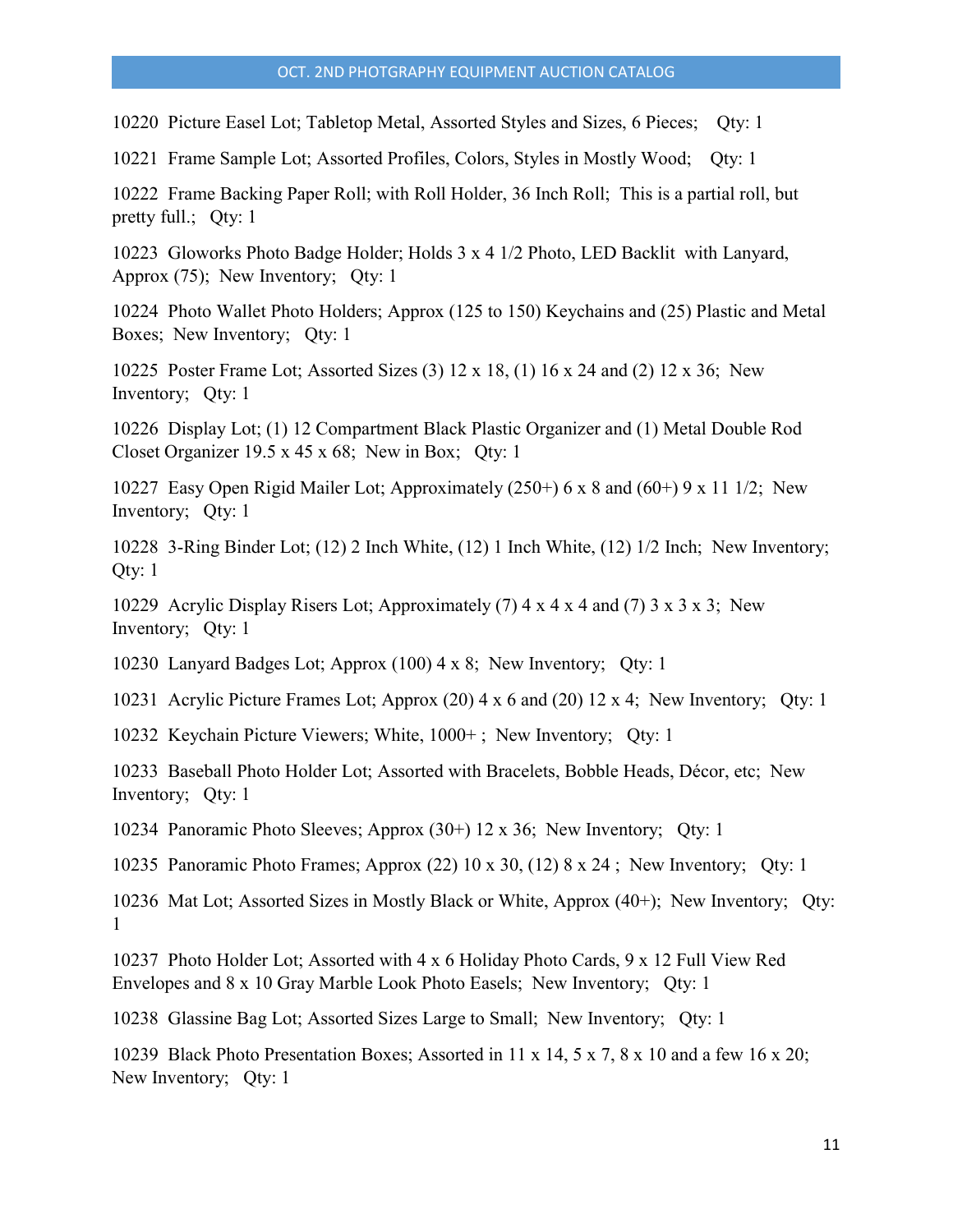10220 Picture Easel Lot; Tabletop Metal, Assorted Styles and Sizes, 6 Pieces; Qty: 1

10221 Frame Sample Lot; Assorted Profiles, Colors, Styles in Mostly Wood; Qty: 1

10222 Frame Backing Paper Roll; with Roll Holder, 36 Inch Roll; This is a partial roll, but pretty full.; Qty: 1

10223 Gloworks Photo Badge Holder; Holds 3 x 4 1/2 Photo, LED Backlit with Lanyard, Approx (75); New Inventory; Qty: 1

10224 Photo Wallet Photo Holders; Approx (125 to 150) Keychains and (25) Plastic and Metal Boxes; New Inventory; Qty: 1

10225 Poster Frame Lot; Assorted Sizes (3) 12 x 18, (1) 16 x 24 and (2) 12 x 36; New Inventory; Qty: 1

10226 Display Lot; (1) 12 Compartment Black Plastic Organizer and (1) Metal Double Rod Closet Organizer 19.5 x 45 x 68; New in Box; Qty: 1

10227 Easy Open Rigid Mailer Lot; Approximately (250+) 6 x 8 and (60+) 9 x 11 1/2; New Inventory; Qty: 1

10228 3-Ring Binder Lot; (12) 2 Inch White, (12) 1 Inch White, (12) 1/2 Inch; New Inventory; Qty: 1

10229 Acrylic Display Risers Lot; Approximately (7) 4 x 4 x 4 and (7) 3 x 3 x 3; New Inventory; Qty: 1

10230 Lanyard Badges Lot; Approx (100) 4 x 8; New Inventory; Qty: 1

10231 Acrylic Picture Frames Lot; Approx (20) 4 x 6 and (20) 12 x 4; New Inventory; Qty: 1

10232 Keychain Picture Viewers; White, 1000+ ; New Inventory; Qty: 1

10233 Baseball Photo Holder Lot; Assorted with Bracelets, Bobble Heads, Décor, etc; New Inventory; Qty: 1

10234 Panoramic Photo Sleeves; Approx (30+) 12 x 36; New Inventory; Qty: 1

10235 Panoramic Photo Frames; Approx (22) 10 x 30, (12) 8 x 24 ; New Inventory; Qty: 1

10236 Mat Lot; Assorted Sizes in Mostly Black or White, Approx (40+); New Inventory; Qty: 1

10237 Photo Holder Lot; Assorted with 4 x 6 Holiday Photo Cards, 9 x 12 Full View Red Envelopes and 8 x 10 Gray Marble Look Photo Easels; New Inventory; Qty: 1

10238 Glassine Bag Lot; Assorted Sizes Large to Small; New Inventory; Qty: 1

10239 Black Photo Presentation Boxes; Assorted in 11 x 14, 5 x 7, 8 x 10 and a few 16 x 20; New Inventory; Qty: 1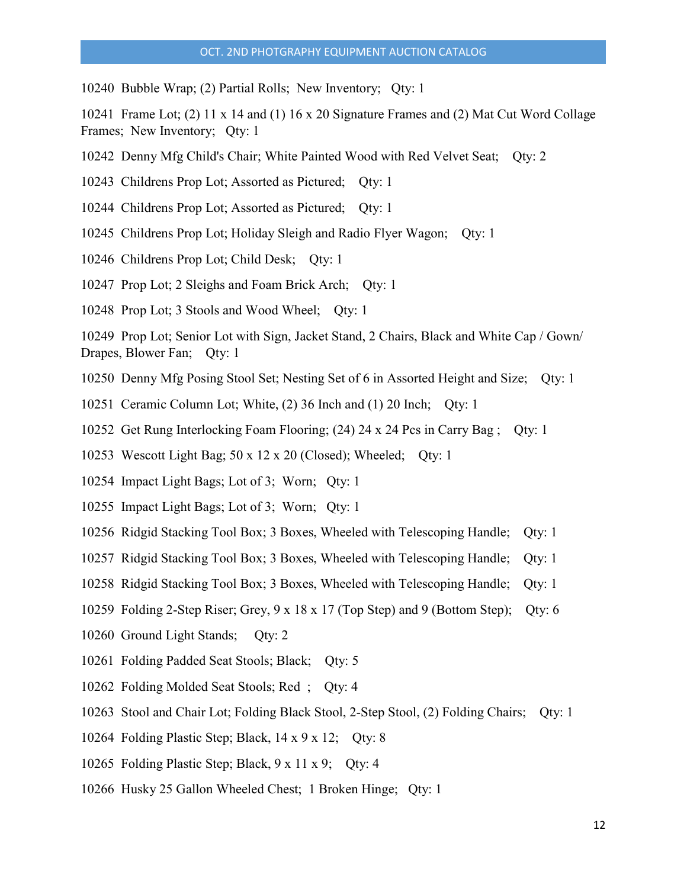10240 Bubble Wrap; (2) Partial Rolls; New Inventory; Qty: 1

10241 Frame Lot; (2) 11 x 14 and (1) 16 x 20 Signature Frames and (2) Mat Cut Word Collage Frames; New Inventory; Qty: 1

10242 Denny Mfg Child's Chair; White Painted Wood with Red Velvet Seat; Qty: 2

10243 Childrens Prop Lot; Assorted as Pictured; Qty: 1

10244 Childrens Prop Lot; Assorted as Pictured; Qty: 1

10245 Childrens Prop Lot; Holiday Sleigh and Radio Flyer Wagon; Qty: 1

10246 Childrens Prop Lot; Child Desk; Qty: 1

10247 Prop Lot; 2 Sleighs and Foam Brick Arch; Qty: 1

10248 Prop Lot; 3 Stools and Wood Wheel; Qty: 1

10249 Prop Lot; Senior Lot with Sign, Jacket Stand, 2 Chairs, Black and White Cap / Gown/ Drapes, Blower Fan; Qty: 1

10250 Denny Mfg Posing Stool Set; Nesting Set of 6 in Assorted Height and Size; Qty: 1

10251 Ceramic Column Lot; White, (2) 36 Inch and (1) 20 Inch; Qty: 1

10252 Get Rung Interlocking Foam Flooring; (24) 24 x 24 Pcs in Carry Bag ; Qty: 1

10253 Wescott Light Bag; 50 x 12 x 20 (Closed); Wheeled; Qty: 1

10254 Impact Light Bags; Lot of 3; Worn; Qty: 1

10255 Impact Light Bags; Lot of 3; Worn; Qty: 1

10256 Ridgid Stacking Tool Box; 3 Boxes, Wheeled with Telescoping Handle; Qty: 1

10257 Ridgid Stacking Tool Box; 3 Boxes, Wheeled with Telescoping Handle; Qty: 1

10258 Ridgid Stacking Tool Box; 3 Boxes, Wheeled with Telescoping Handle; Qty: 1

10259 Folding 2-Step Riser; Grey, 9 x 18 x 17 (Top Step) and 9 (Bottom Step); Qty: 6

10260 Ground Light Stands; Qty: 2

10261 Folding Padded Seat Stools; Black; Qty: 5

10262 Folding Molded Seat Stools; Red ; Qty: 4

10263 Stool and Chair Lot; Folding Black Stool, 2-Step Stool, (2) Folding Chairs; Qty: 1

10264 Folding Plastic Step; Black, 14 x 9 x 12; Qty: 8

10265 Folding Plastic Step; Black, 9 x 11 x 9; Qty: 4

10266 Husky 25 Gallon Wheeled Chest; 1 Broken Hinge; Qty: 1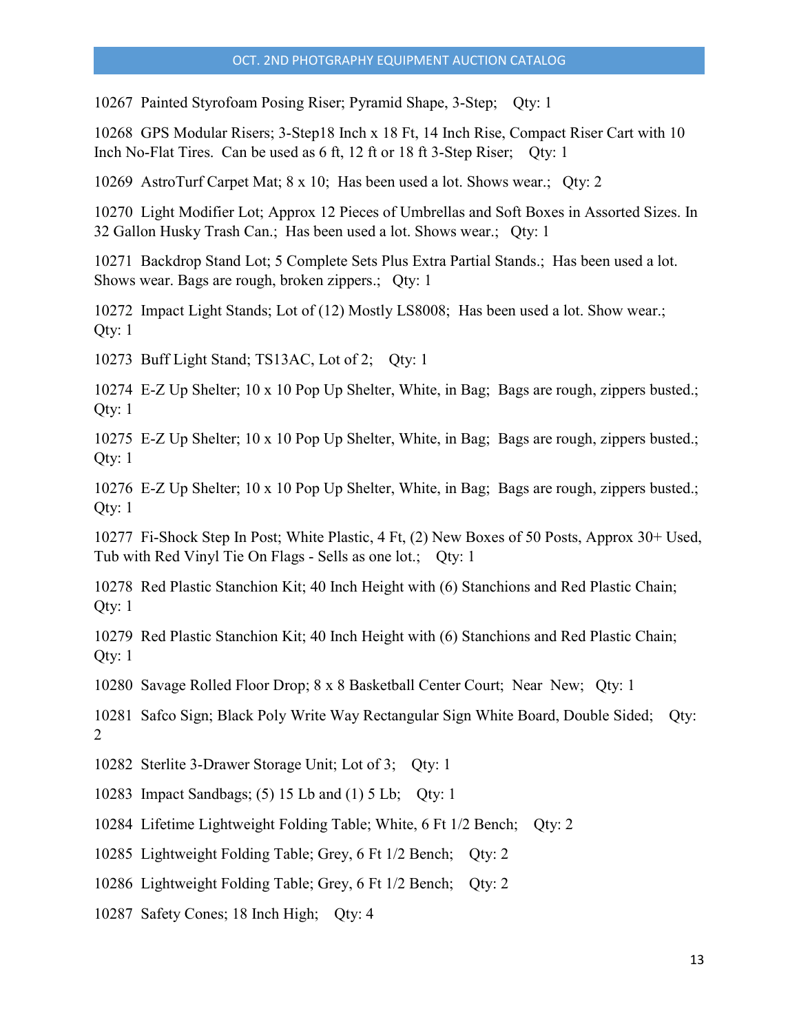10267 Painted Styrofoam Posing Riser; Pyramid Shape, 3-Step; Qty: 1

10268 GPS Modular Risers; 3-Step18 Inch x 18 Ft, 14 Inch Rise, Compact Riser Cart with 10 Inch No-Flat Tires. Can be used as 6 ft, 12 ft or 18 ft 3-Step Riser; Qty: 1

10269 AstroTurf Carpet Mat; 8 x 10; Has been used a lot. Shows wear.; Qty: 2

10270 Light Modifier Lot; Approx 12 Pieces of Umbrellas and Soft Boxes in Assorted Sizes. In 32 Gallon Husky Trash Can.; Has been used a lot. Shows wear.; Qty: 1

10271 Backdrop Stand Lot; 5 Complete Sets Plus Extra Partial Stands.; Has been used a lot. Shows wear. Bags are rough, broken zippers.; Qty: 1

10272 Impact Light Stands; Lot of (12) Mostly LS8008; Has been used a lot. Show wear.; Qty: 1

10273 Buff Light Stand; TS13AC, Lot of 2; Qty: 1

10274 E-Z Up Shelter; 10 x 10 Pop Up Shelter, White, in Bag; Bags are rough, zippers busted.; Qty: 1

10275 E-Z Up Shelter; 10 x 10 Pop Up Shelter, White, in Bag; Bags are rough, zippers busted.; Qty: 1

10276 E-Z Up Shelter; 10 x 10 Pop Up Shelter, White, in Bag; Bags are rough, zippers busted.; Qty: 1

10277 Fi-Shock Step In Post; White Plastic, 4 Ft, (2) New Boxes of 50 Posts, Approx 30+ Used, Tub with Red Vinyl Tie On Flags - Sells as one lot.; Qty: 1

10278 Red Plastic Stanchion Kit; 40 Inch Height with (6) Stanchions and Red Plastic Chain; Qty: 1

10279 Red Plastic Stanchion Kit; 40 Inch Height with (6) Stanchions and Red Plastic Chain; Qty: 1

10280 Savage Rolled Floor Drop; 8 x 8 Basketball Center Court; Near New; Qty: 1

10281 Safco Sign; Black Poly Write Way Rectangular Sign White Board, Double Sided; Qty: 2

10282 Sterlite 3-Drawer Storage Unit; Lot of 3; Qty: 1

10283 Impact Sandbags; (5) 15 Lb and (1) 5 Lb; Qty: 1

10284 Lifetime Lightweight Folding Table; White, 6 Ft 1/2 Bench; Qty: 2

10285 Lightweight Folding Table; Grey, 6 Ft 1/2 Bench; Qty: 2

10286 Lightweight Folding Table; Grey, 6 Ft 1/2 Bench; Qty: 2

10287 Safety Cones; 18 Inch High; Qty: 4